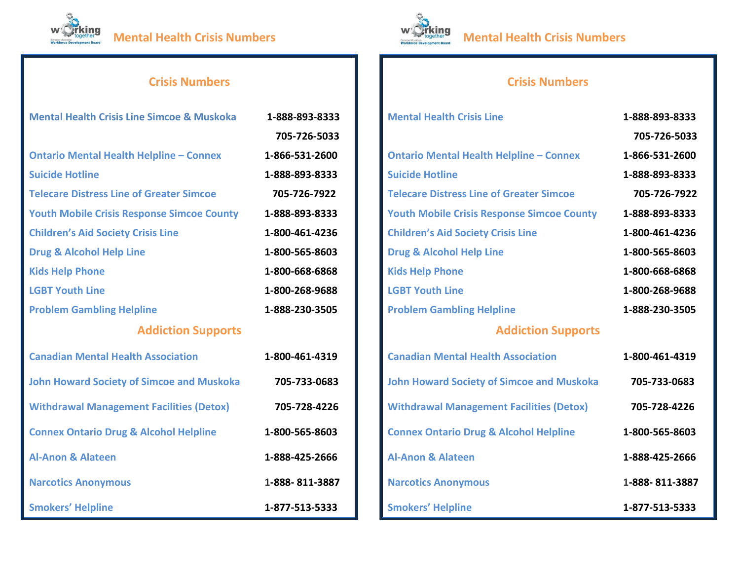# Mental Health Crisis Numbers

## Crisis Numbers

| | |
|---|---|
| Mental Health Crisis Line Simcoe & Muskoka | 1-888-893-8333 |
| | 705-726-5033 |
| Ontario Mental Health Helpline – Connex | 1-866-531-2600 |
| Suicide Hotline | 1-888-893-8333 |
| Telecare Distress Line of Greater Simcoe | 705-726-7922 |
| Youth Mobile Crisis Response Simcoe County | 1-888-893-8333 |
| Children's Aid Society Crisis Line | 1-800-461-4236 |
| Drug & Alcohol Help Line | 1-800-565-8603 |
| Kids Help Phone | 1-800-668-6868 |
| LGBT Youth Line | 1-800-268-9688 |
| Problem Gambling Helpline | 1-888-230-3505 |

## Addiction Supports

| | |
|---|---|
| Canadian Mental Health Association | 1-800-461-4319 |
| John Howard Society of Simcoe and Muskoka | 705-733-0683 |
| Withdrawal Management Facilities (Detox) | 705-728-4226 |
| Connex Ontario Drug & Alcohol Helpline | 1-800-565-8603 |
| Al-Anon & Alateen | 1-888-425-2666 |
| Narcotics Anonymous | 1-888- 811-3887 |
| Smokers' Helpline | 1-877-513-5333 |

# Mental Health Crisis Numbers

## Crisis Numbers

| | |
|---|---|
| Mental Health Crisis Line | 1-888-893-8333 |
| | 705-726-5033 |
| Ontario Mental Health Helpline – Connex | 1-866-531-2600 |
| Suicide Hotline | 1-888-893-8333 |
| Telecare Distress Line of Greater Simcoe | 705-726-7922 |
| Youth Mobile Crisis Response Simcoe County | 1-888-893-8333 |
| Children's Aid Society Crisis Line | 1-800-461-4236 |
| Drug & Alcohol Help Line | 1-800-565-8603 |
| Kids Help Phone | 1-800-668-6868 |
| LGBT Youth Line | 1-800-268-9688 |
| Problem Gambling Helpline | 1-888-230-3505 |

## Addiction Supports

| | |
|---|---|
| Canadian Mental Health Association | 1-800-461-4319 |
| John Howard Society of Simcoe and Muskoka | 705-733-0683 |
| Withdrawal Management Facilities (Detox) | 705-728-4226 |
| Connex Ontario Drug & Alcohol Helpline | 1-800-565-8603 |
| Al-Anon & Alateen | 1-888-425-2666 |
| Narcotics Anonymous | 1-888- 811-3887 |
| Smokers' Helpline | 1-877-513-5333 |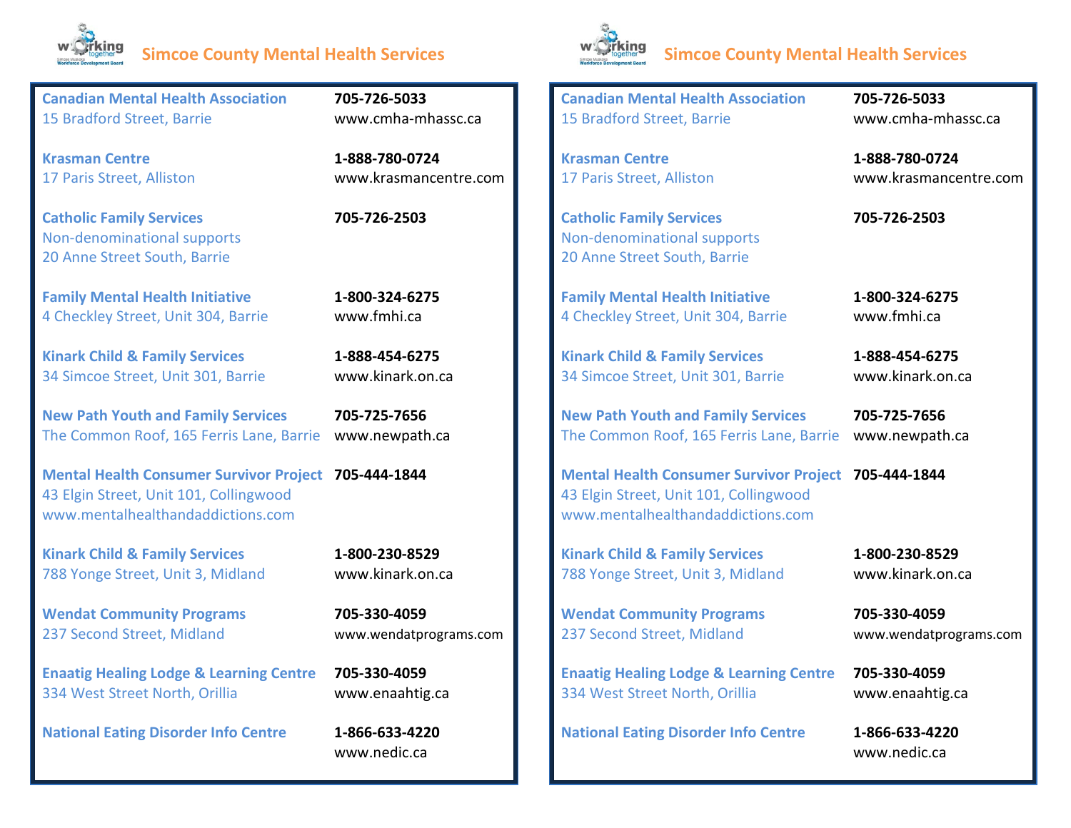## Simcoe County Mental Health Services

| | |
|---|---|
| **Canadian Mental Health Association**<br>15 Bradford Street, Barrie | **705-726-5033**<br>www.cmha-mhassc.ca |
| **Krasman Centre**<br>17 Paris Street, Alliston | **1-888-780-0724**<br>www.krasmancentre.com |
| **Catholic Family Services**<br>Non-denominational supports<br>20 Anne Street South, Barrie | **705-726-2503** |
| **Family Mental Health Initiative**<br>4 Checkley Street, Unit 304, Barrie | **1-800-324-6275**<br>www.fmhi.ca |
| **Kinark Child & Family Services**<br>34 Simcoe Street, Unit 301, Barrie | **1-888-454-6275**<br>www.kinark.on.ca |
| **New Path Youth and Family Services**<br>The Common Roof, 165 Ferris Lane, Barrie | **705-725-7656**<br>www.newpath.ca |
| **Mental Health Consumer Survivor Project**<br>43 Elgin Street, Unit 101, Collingwood<br>www.mentalhealthandaddictions.com | **705-444-1844** |
| **Kinark Child & Family Services**<br>788 Yonge Street, Unit 3, Midland | **1-800-230-8529**<br>www.kinark.on.ca |
| **Wendat Community Programs**<br>237 Second Street, Midland | **705-330-4059**<br>www.wendatprograms.com |
| **Enaatig Healing Lodge & Learning Centre**<br>334 West Street North, Orillia | **705-330-4059**<br>www.enaahtig.ca |
| **National Eating Disorder Info Centre** | **1-866-633-4220**<br>www.nedic.ca |

## Simcoe County Mental Health Services

| | |
|---|---|
| **Canadian Mental Health Association**<br>15 Bradford Street, Barrie | **705-726-5033**<br>www.cmha-mhassc.ca |
| **Krasman Centre**<br>17 Paris Street, Alliston | **1-888-780-0724**<br>www.krasmancentre.com |
| **Catholic Family Services**<br>Non-denominational supports<br>20 Anne Street South, Barrie | **705-726-2503** |
| **Family Mental Health Initiative**<br>4 Checkley Street, Unit 304, Barrie | **1-800-324-6275**<br>www.fmhi.ca |
| **Kinark Child & Family Services**<br>34 Simcoe Street, Unit 301, Barrie | **1-888-454-6275**<br>www.kinark.on.ca |
| **New Path Youth and Family Services**<br>The Common Roof, 165 Ferris Lane, Barrie | **705-725-7656**<br>www.newpath.ca |
| **Mental Health Consumer Survivor Project**<br>43 Elgin Street, Unit 101, Collingwood<br>www.mentalhealthandaddictions.com | **705-444-1844** |
| **Kinark Child & Family Services**<br>788 Yonge Street, Unit 3, Midland | **1-800-230-8529**<br>www.kinark.on.ca |
| **Wendat Community Programs**<br>237 Second Street, Midland | **705-330-4059**<br>www.wendatprograms.com |
| **Enaatig Healing Lodge & Learning Centre**<br>334 West Street North, Orillia | **705-330-4059**<br>www.enaahtig.ca |
| **National Eating Disorder Info Centre** | **1-866-633-4220**<br>www.nedic.ca |